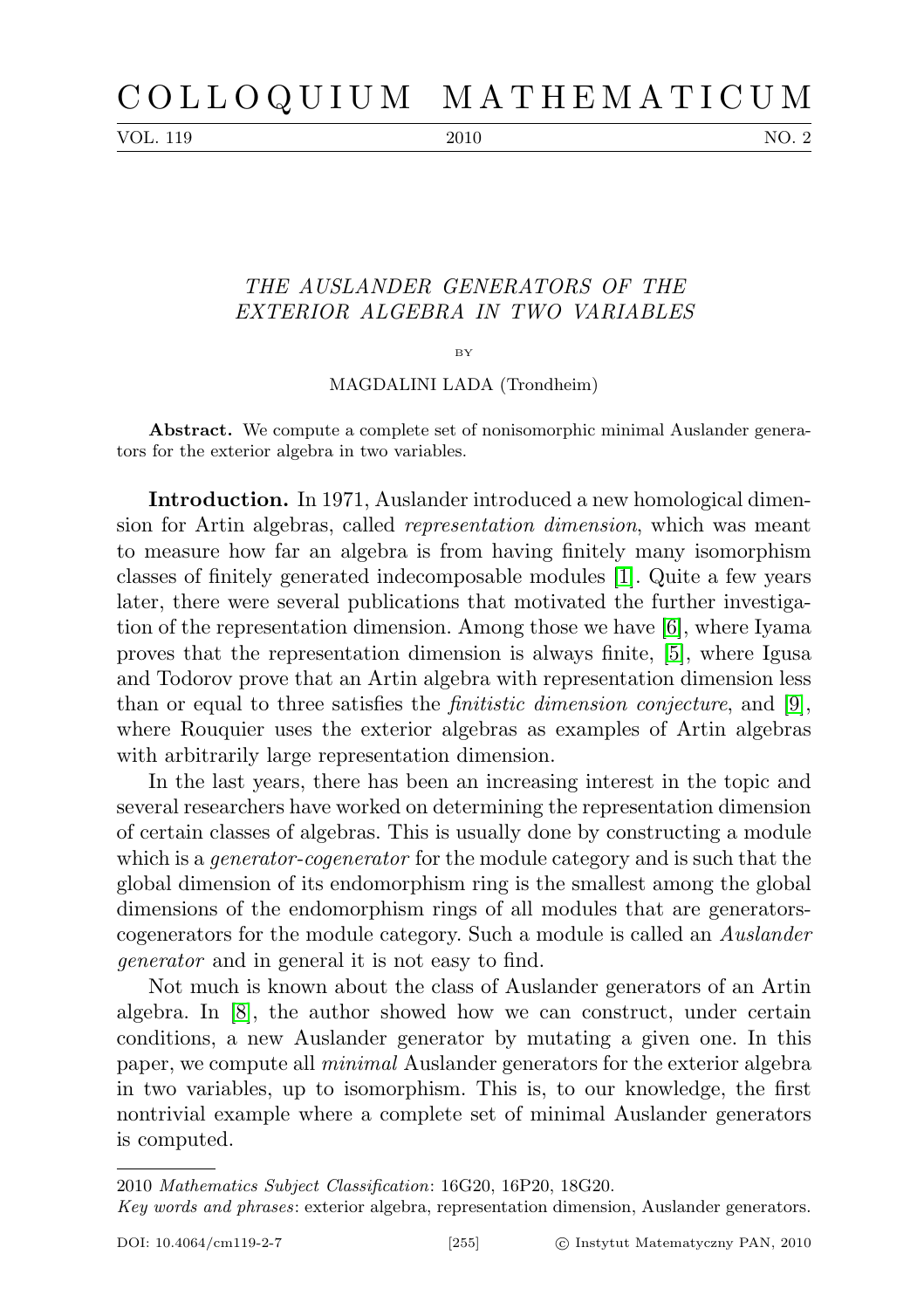# THE AUSLANDER GENERATORS OF THE EXTERIOR ALGEBRA IN TWO VARIABLES

BY

MAGDALINI LADA (Trondheim)

**Abstract.** We compute a complete set of nonisomorphic minimal Auslander generators for the exterior algebra in two variables.

**Introduction.** In 1971, Auslander introduced a new homological dimension for Artin algebras, called *representation dimension*, which was meant to measure how far an algebra is from having finitely many isomorphism classes of finitely generated indecomposable modules [1]. Quite a few years later, there were several publications that motivated the further investigation of the representation dimension. Among those we have [6], where Iyama proves that the representation dimension is always finite, [5], where Igusa and Todorov prove that an Artin algebra with representation dimension less than or equal to three satisfies the *finitistic dimension conjecture*, and [9], where Rouquier uses the exterior algebras as examples of Artin algebras with arbitrarily large representation dimension.

In the last years, there has been an increasing interest in the topic and several researchers have worked on determining the representation dimension of certain classes of algebras. This is usually done by constructing a module which is a *generator-cogenerator* for the module category and is such that the global dimension of its endomorphism ring is the smallest among the global dimensions of the endomorphism rings of all modules that are generators-cogenerators for the module category. Such a module is called an *Auslander generator* and in general it is not easy to find.

Not much is known about the class of Auslander generators of an Artin algebra. In [8], the author showed how we can construct, under certain conditions, a new Auslander generator by mutating a given one. In this paper, we compute all *minimal* Auslander generators for the exterior algebra in two variables, up to isomorphism. This is, to our knowledge, the first nontrivial example where a complete set of minimal Auslander generators is computed.

2010 *Mathematics Subject Classification*: 16G20, 16P20, 18G20.

*Key words and phrases*: exterior algebra, representation dimension, Auslander generators.

DOI: 10.4064/cm119-2-7 © Instytut Matematyczny PAN, 2010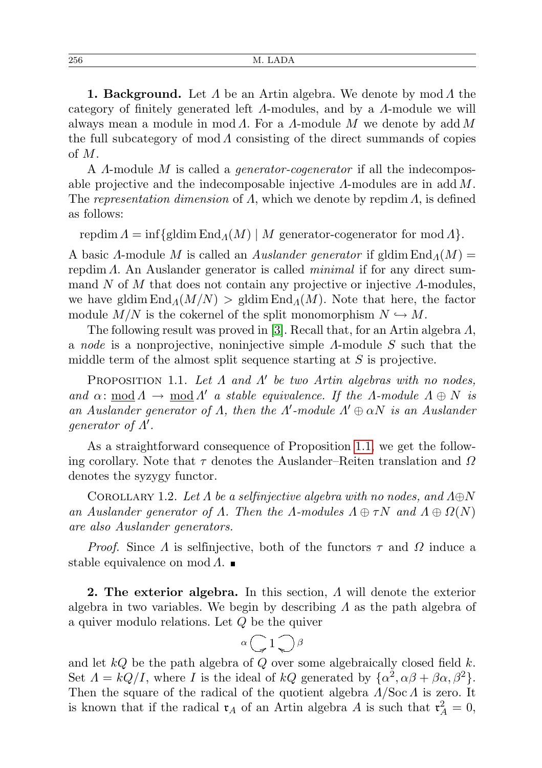**1. Background.** Let $\Lambda$ be an Artin algebra. We denote by $\operatorname{mod}\Lambda$ the category of finitely generated left $\Lambda$-modules, and by a $\Lambda$-module we will always mean a module in $\operatorname{mod}\Lambda$. For a $\Lambda$-module $M$ we denote by $\operatorname{add} M$ the full subcategory of $\operatorname{mod}\Lambda$ consisting of the direct summands of copies of $M$.

A $\Lambda$-module $M$ is called a *generator-cogenerator* if all the indecomposable projective and the indecomposable injective $\Lambda$-modules are in $\operatorname{add} M$. The *representation dimension* of $\Lambda$, which we denote by $\operatorname{repdim}\Lambda$, is defined as follows:

$$\operatorname{repdim}\Lambda = \inf\{\operatorname{gldim}\operatorname{End}_\Lambda(M) \mid M \text{ generator-cogenerator for } \operatorname{mod}\Lambda\}.$$

A basic $\Lambda$-module $M$ is called an *Auslander generator* if $\operatorname{gldim}\operatorname{End}_\Lambda(M) = \operatorname{repdim}\Lambda$. An Auslander generator is called *minimal* if for any direct summand $N$ of $M$ that does not contain any projective or injective $\Lambda$-modules, we have $\operatorname{gldim}\operatorname{End}_\Lambda(M/N) > \operatorname{gldim}\operatorname{End}_\Lambda(M)$. Note that here, the factor module $M/N$ is the cokernel of the split monomorphism $N \hookrightarrow M$.

The following result was proved in [3]. Recall that, for an Artin algebra $\Lambda$, a *node* is a nonprojective, noninjective simple $\Lambda$-module $S$ such that the middle term of the almost split sequence starting at $S$ is projective.

Proposition 1.1. *Let $\Lambda$ and $\Lambda'$ be two Artin algebras with no nodes, and $\alpha\colon \underline{\operatorname{mod}}\,\Lambda \to \underline{\operatorname{mod}}\,\Lambda'$ a stable equivalence. If the $\Lambda$-module $\Lambda \oplus N$ is an Auslander generator of $\Lambda$, then the $\Lambda'$-module $\Lambda' \oplus \alpha N$ is an Auslander generator of $\Lambda'$.*

As a straightforward consequence of Proposition 1.1, we get the following corollary. Note that $\tau$ denotes the Auslander–Reiten translation and $\Omega$ denotes the syzygy functor.

Corollary 1.2. *Let $\Lambda$ be a selfinjective algebra with no nodes, and $\Lambda\oplus N$ an Auslander generator of $\Lambda$. Then the $\Lambda$-modules $\Lambda \oplus \tau N$ and $\Lambda \oplus \Omega(N)$ are also Auslander generators.*

*Proof.* Since $\Lambda$ is selfinjective, both of the functors $\tau$ and $\Omega$ induce a stable equivalence on $\operatorname{mod}\Lambda$. ∎

**2. The exterior algebra.** In this section, $\Lambda$ will denote the exterior algebra in two variables. We begin by describing $\Lambda$ as the path algebra of a quiver modulo relations. Let $Q$ be the quiver

$$\alpha \circlearrowright 1 \circlearrowleft \beta$$

and let $kQ$ be the path algebra of $Q$ over some algebraically closed field $k$. Set $\Lambda = kQ/I$, where $I$ is the ideal of $kQ$ generated by $\{\alpha^2, \alpha\beta + \beta\alpha, \beta^2\}$. Then the square of the radical of the quotient algebra $\Lambda/\operatorname{Soc}\Lambda$ is zero. It is known that if the radical $\mathfrak{r}_A$ of an Artin algebra $A$ is such that $\mathfrak{r}_A^2 = 0$,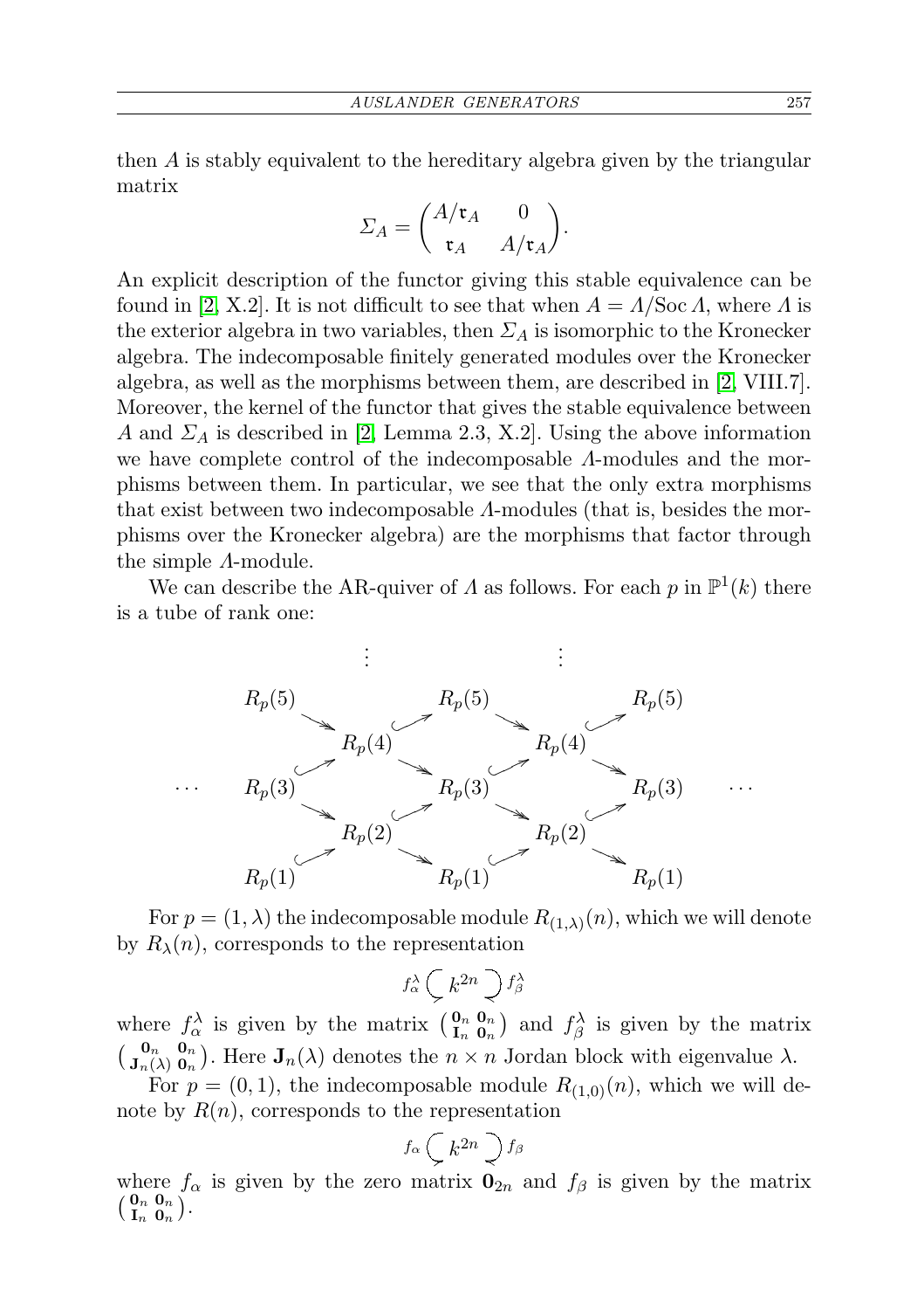then $A$ is stably equivalent to the hereditary algebra given by the triangular matrix

$$\Sigma_A = \begin{pmatrix} A/\mathfrak{r}_A & 0 \\ \mathfrak{r}_A & A/\mathfrak{r}_A \end{pmatrix}.$$

An explicit description of the functor giving this stable equivalence can be found in [2, X.2]. It is not difficult to see that when $A = \Lambda/\mathrm{Soc}\,\Lambda$, where $\Lambda$ is the exterior algebra in two variables, then $\Sigma_A$ is isomorphic to the Kronecker algebra. The indecomposable finitely generated modules over the Kronecker algebra, as well as the morphisms between them, are described in [2, VIII.7]. Moreover, the kernel of the functor that gives the stable equivalence between $A$ and $\Sigma_A$ is described in [2, Lemma 2.3, X.2]. Using the above information we have complete control of the indecomposable $\Lambda$-modules and the morphisms between them. In particular, we see that the only extra morphisms that exist between two indecomposable $\Lambda$-modules (that is, besides the morphisms over the Kronecker algebra) are the morphisms that factor through the simple $\Lambda$-module.

We can describe the AR-quiver of $\Lambda$ as follows. For each $p$ in $\mathbb{P}^1(k)$ there is a tube of rank one:

$$\begin{array}{ccccccccc}
 & & & \vdots & & \vdots & & & \\
 & R_p(5) & & & R_p(5) & & & R_p(5) & \\
 & & R_p(4) & & & & R_p(4) & & \\
\cdots & R_p(3) & & & R_p(3) & & & R_p(3) & \cdots \\
 & & R_p(2) & & & & R_p(2) & & \\
 & R_p(1) & & & R_p(1) & & & R_p(1) &
\end{array}$$

For $p = (1, \lambda)$ the indecomposable module $R_{(1,\lambda)}(n)$, which we will denote by $R_\lambda(n)$, corresponds to the representation

$$f_\alpha^\lambda \circlearrowright k^{2n} \circlearrowleft f_\beta^\lambda$$

where $f_\alpha^\lambda$ is given by the matrix $\begin{pmatrix} \mathbf{0}_n & \mathbf{0}_n \\ \mathbf{I}_n & \mathbf{0}_n \end{pmatrix}$ and $f_\beta^\lambda$ is given by the matrix $\begin{pmatrix} \mathbf{0}_n & \mathbf{0}_n \\ \mathbf{J}_n(\lambda) & \mathbf{0}_n \end{pmatrix}$. Here $\mathbf{J}_n(\lambda)$ denotes the $n \times n$ Jordan block with eigenvalue $\lambda$.

For $p = (0, 1)$, the indecomposable module $R_{(1,0)}(n)$, which we will denote by $R(n)$, corresponds to the representation

$$f_\alpha \circlearrowright k^{2n} \circlearrowleft f_\beta$$

where $f_\alpha$ is given by the zero matrix $\mathbf{0}_{2n}$ and $f_\beta$ is given by the matrix $\begin{pmatrix} \mathbf{0}_n & \mathbf{0}_n \\ \mathbf{I}_n & \mathbf{0}_n \end{pmatrix}$.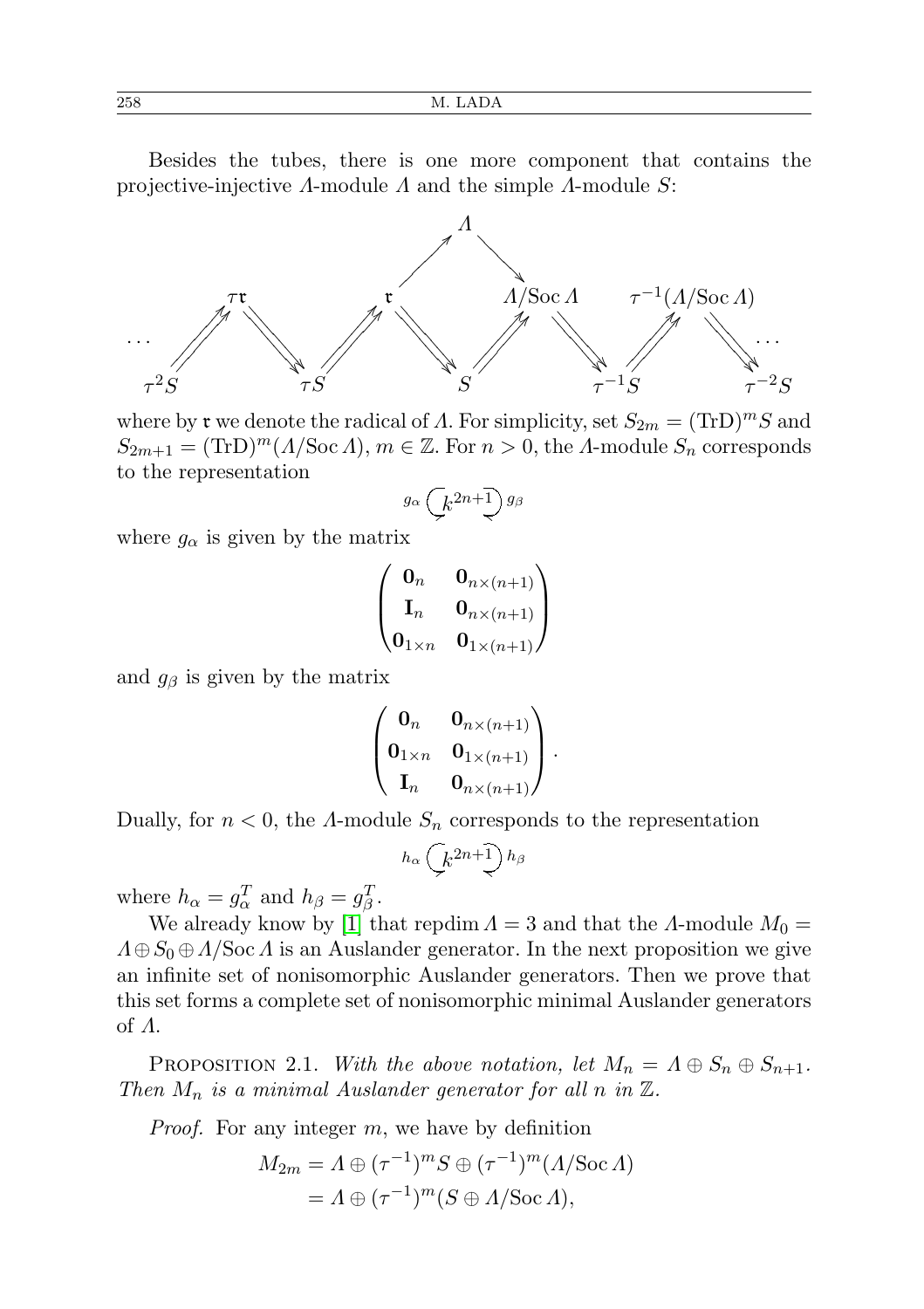Besides the tubes, there is one more component that contains the projective-injective $\Lambda$-module $\Lambda$ and the simple $\Lambda$-module $S$:

$$
\begin{array}{ccccccccccc}
 & & & & & \Lambda & & & & & \\
 & & & & \nearrow & & \searrow & & & & \\
 & & \tau\mathfrak{r} & & \mathfrak{r} & & \Lambda/\operatorname{Soc}\Lambda & & \tau^{-1}(\Lambda/\operatorname{Soc}\Lambda) & & \\
\cdots & \nearrow\!\!\nearrow & & \searrow\!\!\searrow \; \nearrow\!\!\nearrow & & \searrow\!\!\searrow \; \nearrow\!\!\nearrow & & \searrow\!\!\searrow \; \nearrow\!\!\nearrow & & \searrow\!\!\searrow & \cdots \\
\tau^2 S & & & \tau S & & S & & \tau^{-1}S & & & \tau^{-2}S
\end{array}
$$

where by $\mathfrak{r}$ we denote the radical of $\Lambda$. For simplicity, set $S_{2m} = (\mathrm{TrD})^m S$ and $S_{2m+1} = (\mathrm{TrD})^m(\Lambda/\operatorname{Soc}\Lambda)$, $m \in \mathbb{Z}$. For $n > 0$, the $\Lambda$-module $S_n$ corresponds to the representation

$$g_\alpha \circlearrowleft k^{2n+1} \circlearrowright g_\beta$$

where $g_\alpha$ is given by the matrix

$$\begin{pmatrix} \mathbf{0}_n & \mathbf{0}_{n\times(n+1)} \\ \mathbf{I}_n & \mathbf{0}_{n\times(n+1)} \\ \mathbf{0}_{1\times n} & \mathbf{0}_{1\times(n+1)} \end{pmatrix}$$

and $g_\beta$ is given by the matrix

$$\begin{pmatrix} \mathbf{0}_n & \mathbf{0}_{n\times(n+1)} \\ \mathbf{0}_{1\times n} & \mathbf{0}_{1\times(n+1)} \\ \mathbf{I}_n & \mathbf{0}_{n\times(n+1)} \end{pmatrix}.$$

Dually, for $n < 0$, the $\Lambda$-module $S_n$ corresponds to the representation

$$h_\alpha \circlearrowleft k^{2n+1} \circlearrowright h_\beta$$

where $h_\alpha = g_\alpha^T$ and $h_\beta = g_\beta^T$.

We already know by [1] that $\operatorname{repdim}\Lambda = 3$ and that the $\Lambda$-module $M_0 = \Lambda \oplus S_0 \oplus \Lambda/\operatorname{Soc}\Lambda$ is an Auslander generator. In the next proposition we give an infinite set of nonisomorphic Auslander generators. Then we prove that this set forms a complete set of nonisomorphic minimal Auslander generators of $\Lambda$.

Proposition 2.1. *With the above notation, let $M_n = \Lambda \oplus S_n \oplus S_{n+1}$. Then $M_n$ is a minimal Auslander generator for all $n$ in $\mathbb{Z}$.*

*Proof.* For any integer $m$, we have by definition

$$\begin{aligned} M_{2m} &= \Lambda \oplus (\tau^{-1})^m S \oplus (\tau^{-1})^m(\Lambda/\operatorname{Soc}\Lambda) \\ &= \Lambda \oplus (\tau^{-1})^m(S \oplus \Lambda/\operatorname{Soc}\Lambda), \end{aligned}$$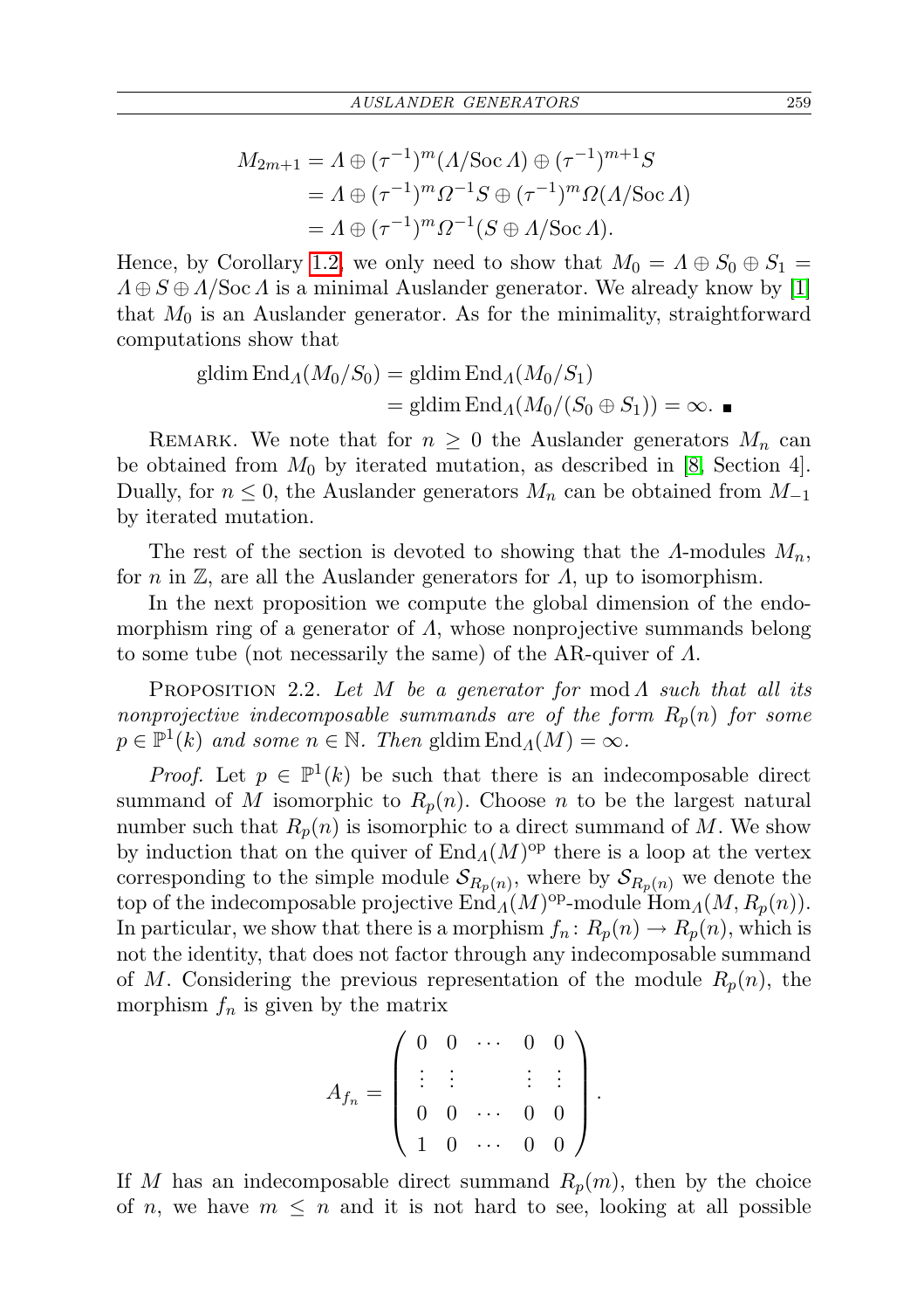$$
\begin{aligned}
M_{2m+1} &= \Lambda \oplus (\tau^{-1})^m(\Lambda/\operatorname{Soc}\Lambda) \oplus (\tau^{-1})^{m+1}S \\
&= \Lambda \oplus (\tau^{-1})^m \Omega^{-1} S \oplus (\tau^{-1})^m \Omega(\Lambda/\operatorname{Soc}\Lambda) \\
&= \Lambda \oplus (\tau^{-1})^m \Omega^{-1}(S \oplus \Lambda/\operatorname{Soc}\Lambda).
\end{aligned}
$$

Hence, by Corollary 1.2, we only need to show that $M_0 = \Lambda \oplus S_0 \oplus S_1 = \Lambda \oplus S \oplus \Lambda/\operatorname{Soc}\Lambda$ is a minimal Auslander generator. We already know by [1] that $M_0$ is an Auslander generator. As for the minimality, straightforward computations show that

$$
\begin{aligned}
\operatorname{gldim}\operatorname{End}_\Lambda(M_0/S_0) &= \operatorname{gldim}\operatorname{End}_\Lambda(M_0/S_1) \\
&= \operatorname{gldim}\operatorname{End}_\Lambda(M_0/(S_0 \oplus S_1)) = \infty. \quad \blacksquare
\end{aligned}
$$

Remark. We note that for $n \geq 0$ the Auslander generators $M_n$ can be obtained from $M_0$ by iterated mutation, as described in [8, Section 4]. Dually, for $n \leq 0$, the Auslander generators $M_n$ can be obtained from $M_{-1}$ by iterated mutation.

The rest of the section is devoted to showing that the $\Lambda$-modules $M_n$, for $n$ in $\mathbb{Z}$, are all the Auslander generators for $\Lambda$, up to isomorphism.

In the next proposition we compute the global dimension of the endomorphism ring of a generator of $\Lambda$, whose nonprojective summands belong to some tube (not necessarily the same) of the AR-quiver of $\Lambda$.

Proposition 2.2. *Let $M$ be a generator for $\operatorname{mod}\Lambda$ such that all its nonprojective indecomposable summands are of the form $R_p(n)$ for some $p \in \mathbb{P}^1(k)$ and some $n \in \mathbb{N}$. Then $\operatorname{gldim}\operatorname{End}_\Lambda(M) = \infty$.*

*Proof.* Let $p \in \mathbb{P}^1(k)$ be such that there is an indecomposable direct summand of $M$ isomorphic to $R_p(n)$. Choose $n$ to be the largest natural number such that $R_p(n)$ is isomorphic to a direct summand of $M$. We show by induction that on the quiver of $\operatorname{End}_\Lambda(M)^{\mathrm{op}}$ there is a loop at the vertex corresponding to the simple module $\mathcal{S}_{R_p(n)}$, where by $\mathcal{S}_{R_p(n)}$ we denote the top of the indecomposable projective $\operatorname{End}_\Lambda(M)^{\mathrm{op}}$-module $\operatorname{Hom}_\Lambda(M, R_p(n))$. In particular, we show that there is a morphism $f_n \colon R_p(n) \to R_p(n)$, which is not the identity, that does not factor through any indecomposable summand of $M$. Considering the previous representation of the module $R_p(n)$, the morphism $f_n$ is given by the matrix

$$
A_{f_n} = \begin{pmatrix} 0 & 0 & \cdots & 0 & 0 \\ \vdots & \vdots & & \vdots & \vdots \\ 0 & 0 & \cdots & 0 & 0 \\ 1 & 0 & \cdots & 0 & 0 \end{pmatrix}.
$$

If $M$ has an indecomposable direct summand $R_p(m)$, then by the choice of $n$, we have $m \leq n$ and it is not hard to see, looking at all possible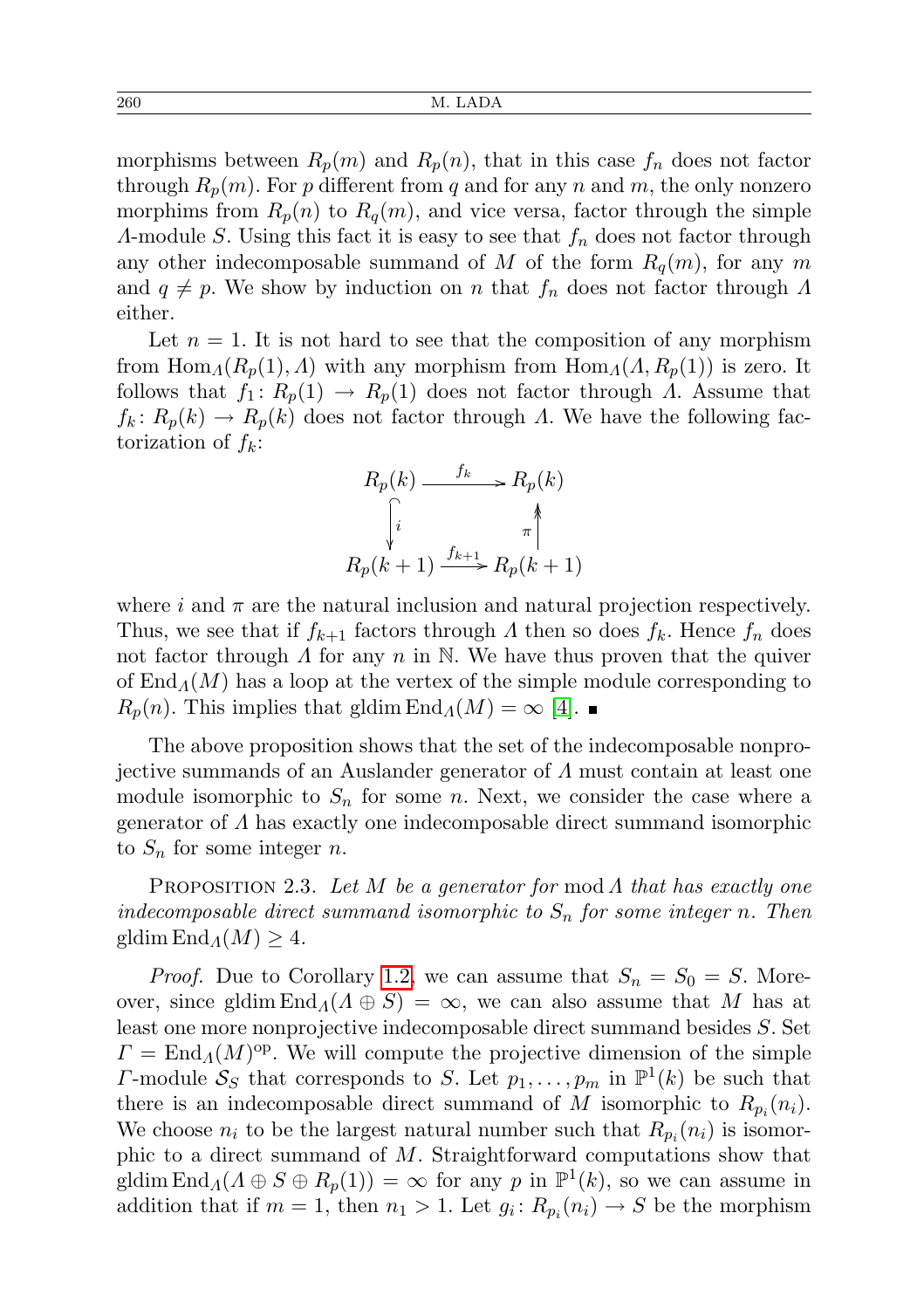morphisms between $R_p(m)$ and $R_p(n)$, that in this case $f_n$ does not factor through $R_p(m)$. For $p$ different from $q$ and for any $n$ and $m$, the only nonzero morphims from $R_p(n)$ to $R_q(m)$, and vice versa, factor through the simple $\Lambda$-module $S$. Using this fact it is easy to see that $f_n$ does not factor through any other indecomposable summand of $M$ of the form $R_q(m)$, for any $m$ and $q \neq p$. We show by induction on $n$ that $f_n$ does not factor through $\Lambda$ either.

Let $n = 1$. It is not hard to see that the composition of any morphism from $\mathrm{Hom}_\Lambda(R_p(1), \Lambda)$ with any morphism from $\mathrm{Hom}_\Lambda(\Lambda, R_p(1))$ is zero. It follows that $f_1 \colon R_p(1) \to R_p(1)$ does not factor through $\Lambda$. Assume that $f_k \colon R_p(k) \to R_p(k)$ does not factor through $\Lambda$. We have the following factorization of $f_k$:

$$\begin{array}{ccc} R_p(k) & \xrightarrow{f_k} & R_p(k) \\ \Big\downarrow i & & \Big\uparrow \pi \\ R_p(k+1) & \xrightarrow{f_{k+1}} & R_p(k+1) \end{array}$$

where $i$ and $\pi$ are the natural inclusion and natural projection respectively. Thus, we see that if $f_{k+1}$ factors through $\Lambda$ then so does $f_k$. Hence $f_n$ does not factor through $\Lambda$ for any $n$ in $\mathbb{N}$. We have thus proven that the quiver of $\mathrm{End}_\Lambda(M)$ has a loop at the vertex of the simple module corresponding to $R_p(n)$. This implies that $\mathrm{gldim}\,\mathrm{End}_\Lambda(M) = \infty$ [4]. ■

The above proposition shows that the set of the indecomposable nonprojective summands of an Auslander generator of $\Lambda$ must contain at least one module isomorphic to $S_n$ for some $n$. Next, we consider the case where a generator of $\Lambda$ has exactly one indecomposable direct summand isomorphic to $S_n$ for some integer $n$.

Proposition 2.3. *Let $M$ be a generator for $\mathrm{mod}\,\Lambda$ that has exactly one indecomposable direct summand isomorphic to $S_n$ for some integer $n$. Then* $\mathrm{gldim}\,\mathrm{End}_\Lambda(M) \geq 4$.

*Proof.* Due to Corollary 1.2, we can assume that $S_n = S_0 = S$. Moreover, since $\mathrm{gldim}\,\mathrm{End}_\Lambda(\Lambda \oplus S) = \infty$, we can also assume that $M$ has at least one more nonprojective indecomposable direct summand besides $S$. Set $\Gamma = \mathrm{End}_\Lambda(M)^{\mathrm{op}}$. We will compute the projective dimension of the simple $\Gamma$-module $\mathcal{S}_S$ that corresponds to $S$. Let $p_1, \ldots, p_m$ in $\mathbb{P}^1(k)$ be such that there is an indecomposable direct summand of $M$ isomorphic to $R_{p_i}(n_i)$. We choose $n_i$ to be the largest natural number such that $R_{p_i}(n_i)$ is isomorphic to a direct summand of $M$. Straightforward computations show that $\mathrm{gldim}\,\mathrm{End}_\Lambda(\Lambda \oplus S \oplus R_p(1)) = \infty$ for any $p$ in $\mathbb{P}^1(k)$, so we can assume in addition that if $m = 1$, then $n_1 > 1$. Let $g_i \colon R_{p_i}(n_i) \to S$ be the morphism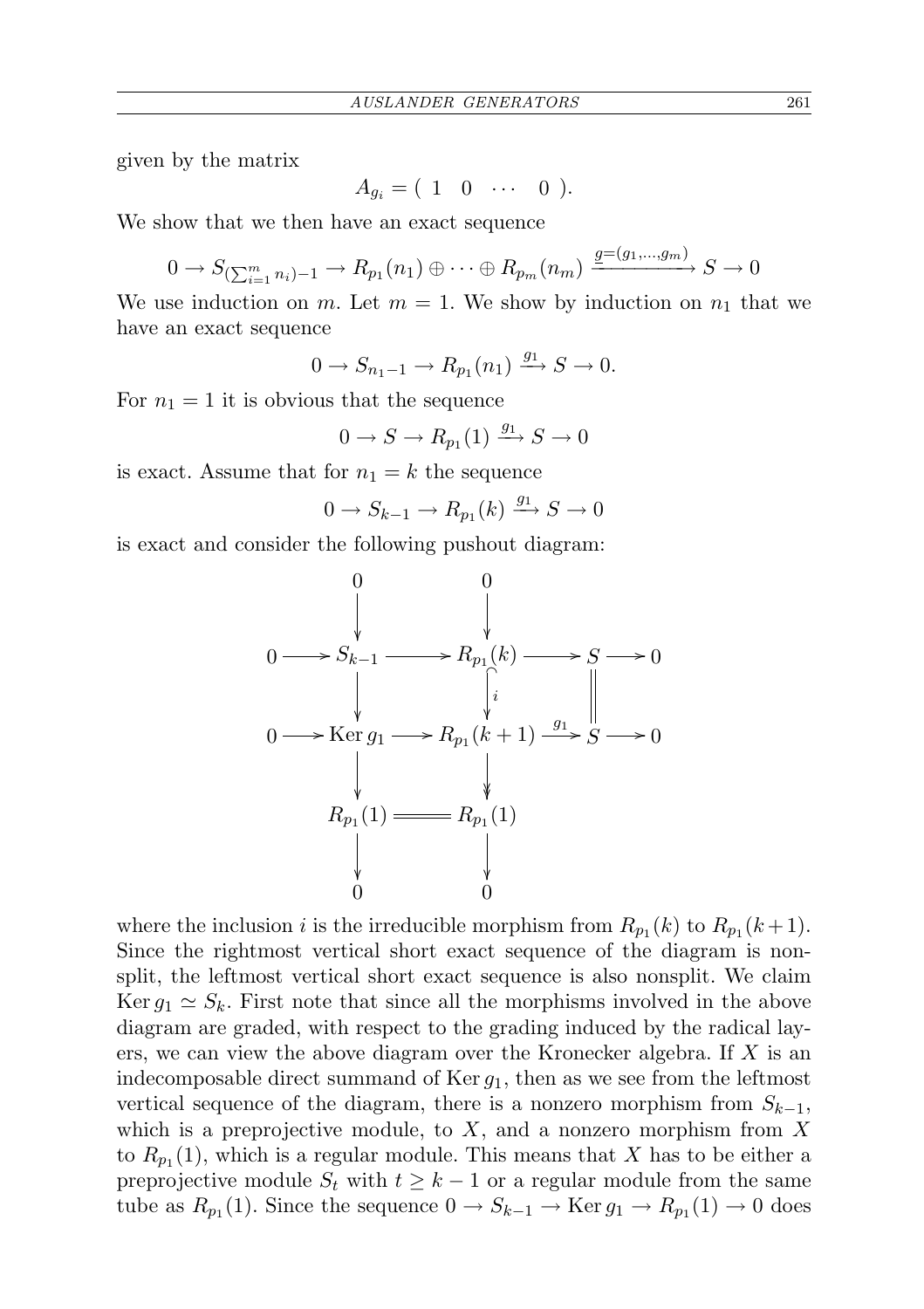given by the matrix

$$A_{g_i} = (\begin{array}{cccc} 1 & 0 & \cdots & 0 \end{array}).$$

We show that we then have an exact sequence

$$0 \to S_{(\sum_{i=1}^m n_i)-1} \to R_{p_1}(n_1) \oplus \cdots \oplus R_{p_m}(n_m) \xrightarrow{\underline{g}=(g_1,\ldots,g_m)} S \to 0$$

We use induction on $m$. Let $m = 1$. We show by induction on $n_1$ that we have an exact sequence

$$0 \to S_{n_1-1} \to R_{p_1}(n_1) \xrightarrow{g_1} S \to 0.$$

For $n_1 = 1$ it is obvious that the sequence

$$0 \to S \to R_{p_1}(1) \xrightarrow{g_1} S \to 0$$

is exact. Assume that for $n_1 = k$ the sequence

$$0 \to S_{k-1} \to R_{p_1}(k) \xrightarrow{g_1} S \to 0$$

is exact and consider the following pushout diagram:

$$\begin{array}{ccccccccc}
 & & 0 & & 0 & & & & \\
 & & \downarrow & & \downarrow & & & & \\
0 & \to & S_{k-1} & \to & R_{p_1}(k) & \to & S & \to & 0 \\
 & & \downarrow & & \downarrow i & & \| & & \\
0 & \to & \operatorname{Ker} g_1 & \to & R_{p_1}(k+1) & \xrightarrow{g_1} & S & \to & 0 \\
 & & \downarrow & & \downarrow & & & & \\
 & & R_{p_1}(1) & = & R_{p_1}(1) & & & & \\
 & & \downarrow & & \downarrow & & & & \\
 & & 0 & & 0 & & & &
\end{array}$$

where the inclusion $i$ is the irreducible morphism from $R_{p_1}(k)$ to $R_{p_1}(k+1)$. Since the rightmost vertical short exact sequence of the diagram is nonsplit, the leftmost vertical short exact sequence is also nonsplit. We claim $\operatorname{Ker} g_1 \simeq S_k$. First note that since all the morphisms involved in the above diagram are graded, with respect to the grading induced by the radical layers, we can view the above diagram over the Kronecker algebra. If $X$ is an indecomposable direct summand of $\operatorname{Ker} g_1$, then as we see from the leftmost vertical sequence of the diagram, there is a nonzero morphism from $S_{k-1}$, which is a preprojective module, to $X$, and a nonzero morphism from $X$ to $R_{p_1}(1)$, which is a regular module. This means that $X$ has to be either a preprojective module $S_t$ with $t \geq k-1$ or a regular module from the same tube as $R_{p_1}(1)$. Since the sequence $0 \to S_{k-1} \to \operatorname{Ker} g_1 \to R_{p_1}(1) \to 0$ does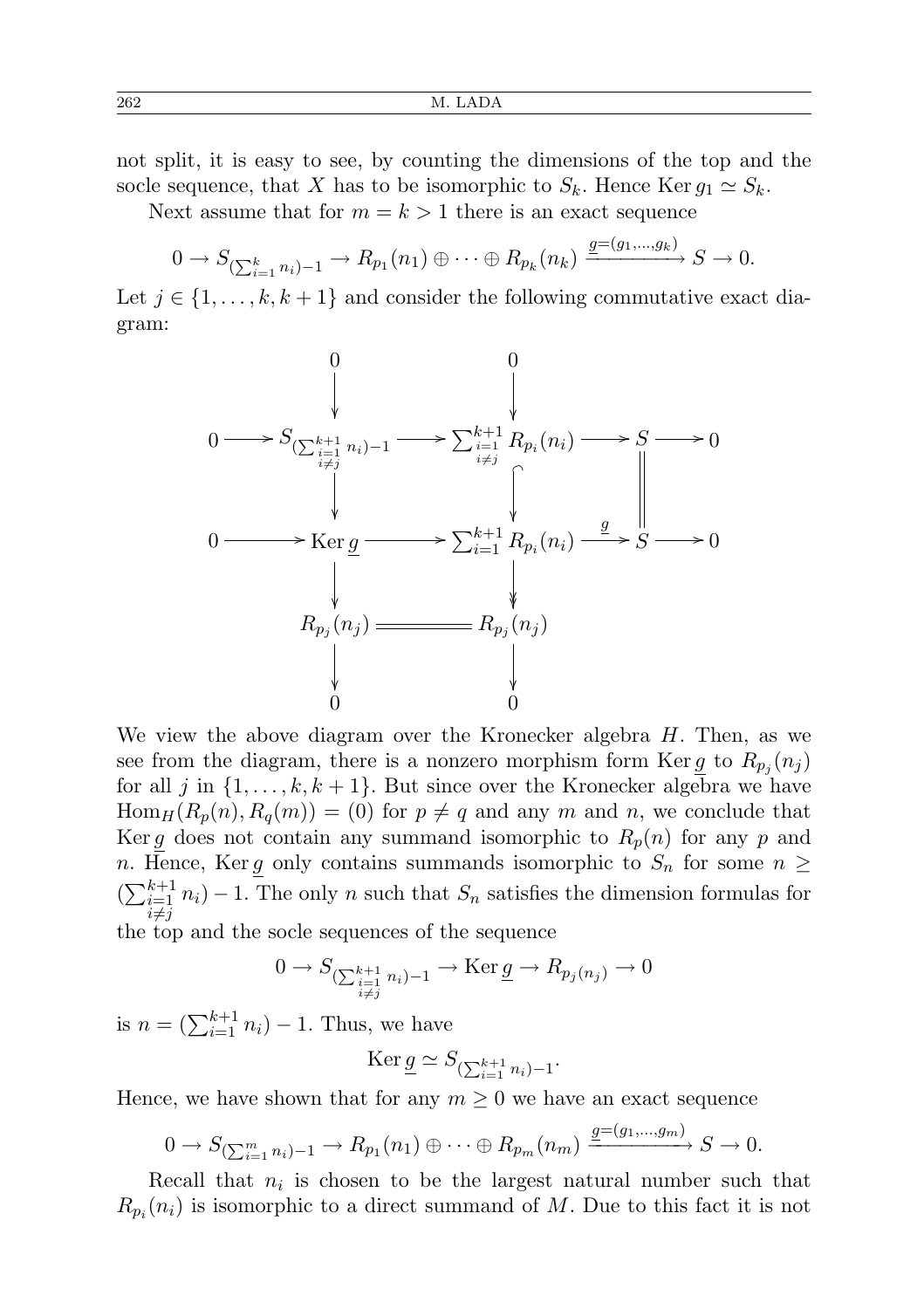not split, it is easy to see, by counting the dimensions of the top and the socle sequence, that $X$ has to be isomorphic to $S_k$. Hence $\operatorname{Ker} g_1 \simeq S_k$.

Next assume that for $m = k > 1$ there is an exact sequence

$$0 \to S_{(\sum_{i=1}^{k} n_i)-1} \to R_{p_1}(n_1) \oplus \cdots \oplus R_{p_k}(n_k) \xrightarrow{\underline{g}=(g_1,\ldots,g_k)} S \to 0.$$

Let $j \in \{1, \ldots, k, k+1\}$ and consider the following commutative exact diagram:

$$\begin{array}{ccccccccc}
 & & 0 & & 0 & & & & \\
 & & \downarrow & & \downarrow & & & & \\
0 & \to & S_{(\sum_{i=1, i\neq j}^{k+1} n_i)-1} & \to & \sum_{i=1, i\neq j}^{k+1} R_{p_i}(n_i) & \to & S & \to & 0 \\
 & & \downarrow & & \downarrow & & \| & & \\
0 & \to & \operatorname{Ker} \underline{g} & \to & \sum_{i=1}^{k+1} R_{p_i}(n_i) & \xrightarrow{\underline{g}} & S & \to & 0 \\
 & & \downarrow & & \downarrow & & & & \\
 & & R_{p_j}(n_j) & = & R_{p_j}(n_j) & & & & \\
 & & \downarrow & & \downarrow & & & & \\
 & & 0 & & 0 & & & &
\end{array}$$

We view the above diagram over the Kronecker algebra $H$. Then, as we see from the diagram, there is a nonzero morphism form $\operatorname{Ker} \underline{g}$ to $R_{p_j}(n_j)$ for all $j$ in $\{1, \ldots, k, k+1\}$. But since over the Kronecker algebra we have $\operatorname{Hom}_H(R_p(n), R_q(m)) = (0)$ for $p \neq q$ and any $m$ and $n$, we conclude that $\operatorname{Ker} \underline{g}$ does not contain any summand isomorphic to $R_p(n)$ for any $p$ and $n$. Hence, $\operatorname{Ker} \underline{g}$ only contains summands isomorphic to $S_n$ for some $n \geq (\sum_{i=1, i\neq j}^{k+1} n_i) - 1$. The only $n$ such that $S_n$ satisfies the dimension formulas for the top and the socle sequences of the sequence

$$0 \to S_{(\sum_{i=1, i\neq j}^{k+1} n_i)-1} \to \operatorname{Ker} \underline{g} \to R_{p_j(n_j)} \to 0$$

is $n = (\sum_{i=1}^{k+1} n_i) - 1$. Thus, we have

$$\operatorname{Ker} \underline{g} \simeq S_{(\sum_{i=1}^{k+1} n_i)-1}.$$

Hence, we have shown that for any $m \geq 0$ we have an exact sequence

$$0 \to S_{(\sum_{i=1}^{m} n_i)-1} \to R_{p_1}(n_1) \oplus \cdots \oplus R_{p_m}(n_m) \xrightarrow{\underline{g}=(g_1,\ldots,g_m)} S \to 0.$$

Recall that $n_i$ is chosen to be the largest natural number such that $R_{p_i}(n_i)$ is isomorphic to a direct summand of $M$. Due to this fact it is not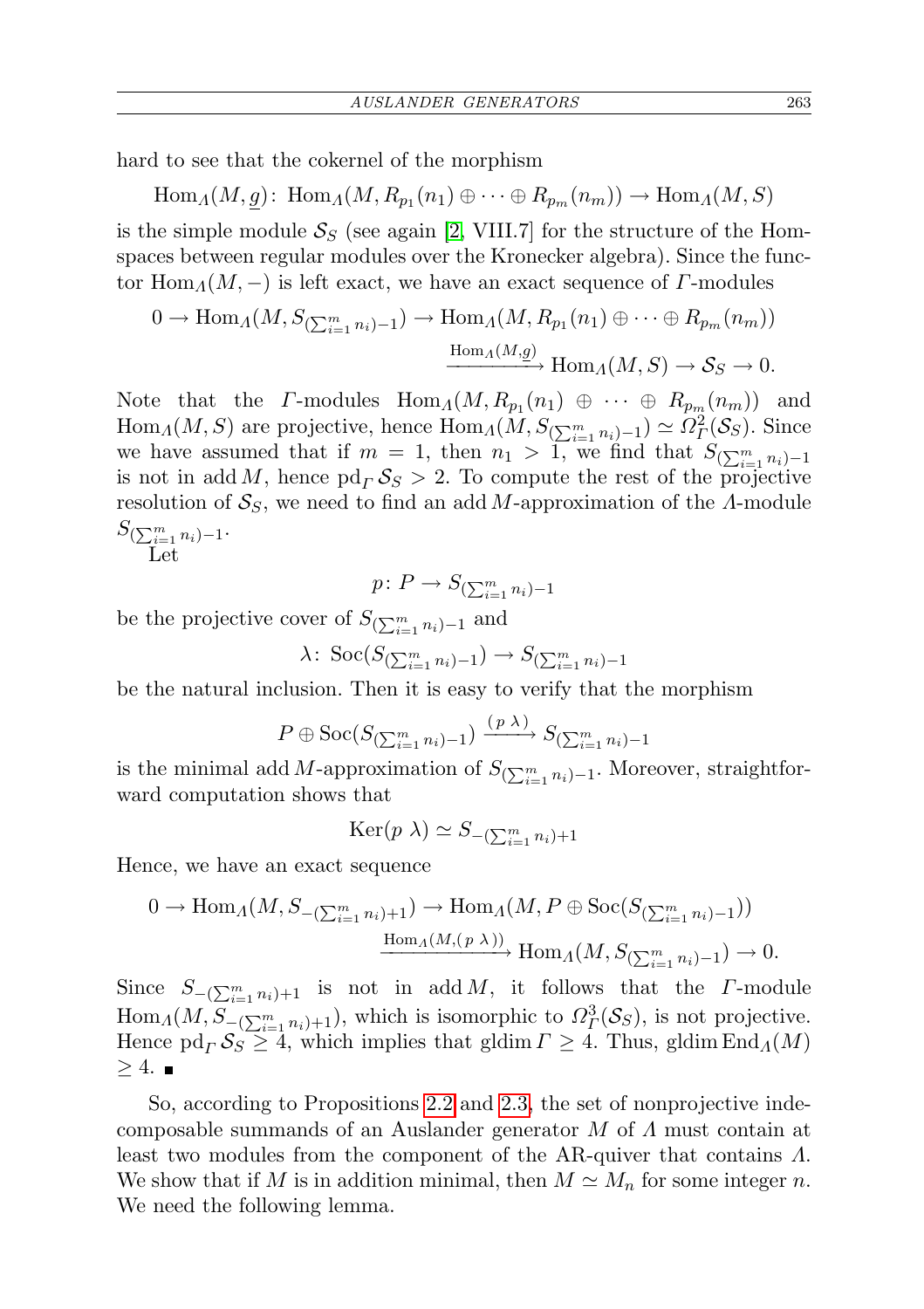hard to see that the cokernel of the morphism

$$\mathrm{Hom}_\Lambda(M, \underline{g})\colon \mathrm{Hom}_\Lambda(M, R_{p_1}(n_1) \oplus \cdots \oplus R_{p_m}(n_m)) \to \mathrm{Hom}_\Lambda(M, S)$$

is the simple module $\mathcal{S}_S$ (see again [2, VIII.7] for the structure of the Hom-spaces between regular modules over the Kronecker algebra). Since the functor $\mathrm{Hom}_\Lambda(M, -)$ is left exact, we have an exact sequence of $\Gamma$-modules

$$0 \to \mathrm{Hom}_\Lambda(M, S_{(\sum_{i=1}^m n_i)-1}) \to \mathrm{Hom}_\Lambda(M, R_{p_1}(n_1) \oplus \cdots \oplus R_{p_m}(n_m)) \xrightarrow{\mathrm{Hom}_\Lambda(M,\underline{g})} \mathrm{Hom}_\Lambda(M, S) \to \mathcal{S}_S \to 0.$$

Note that the $\Gamma$-modules $\mathrm{Hom}_\Lambda(M, R_{p_1}(n_1) \oplus \cdots \oplus R_{p_m}(n_m))$ and $\mathrm{Hom}_\Lambda(M, S)$ are projective, hence $\mathrm{Hom}_\Lambda(M, S_{(\sum_{i=1}^m n_i)-1}) \simeq \Omega_\Gamma^2(\mathcal{S}_S)$. Since we have assumed that if $m = 1$, then $n_1 > 1$, we find that $S_{(\sum_{i=1}^m n_i)-1}$ is not in $\operatorname{add} M$, hence $\mathrm{pd}_\Gamma \mathcal{S}_S > 2$. To compute the rest of the projective resolution of $\mathcal{S}_S$, we need to find an $\operatorname{add} M$-approximation of the $\Lambda$-module $S_{(\sum_{i=1}^m n_i)-1}$.

Let

$$p\colon P \to S_{(\sum_{i=1}^m n_i)-1}$$

be the projective cover of $S_{(\sum_{i=1}^m n_i)-1}$ and

$$\lambda\colon \mathrm{Soc}(S_{(\sum_{i=1}^m n_i)-1}) \to S_{(\sum_{i=1}^m n_i)-1}$$

be the natural inclusion. Then it is easy to verify that the morphism

$$P \oplus \mathrm{Soc}(S_{(\sum_{i=1}^m n_i)-1}) \xrightarrow{(p\ \lambda)} S_{(\sum_{i=1}^m n_i)-1}$$

is the minimal $\operatorname{add} M$-approximation of $S_{(\sum_{i=1}^m n_i)-1}$. Moreover, straightforward computation shows that

$$\mathrm{Ker}(p\ \lambda) \simeq S_{-(\sum_{i=1}^m n_i)+1}$$

Hence, we have an exact sequence

$$0 \to \mathrm{Hom}_\Lambda(M, S_{-(\sum_{i=1}^m n_i)+1}) \to \mathrm{Hom}_\Lambda(M, P \oplus \mathrm{Soc}(S_{(\sum_{i=1}^m n_i)-1})) \xrightarrow{\mathrm{Hom}_\Lambda(M,(p\ \lambda))} \mathrm{Hom}_\Lambda(M, S_{(\sum_{i=1}^m n_i)-1}) \to 0.$$

Since $S_{-(\sum_{i=1}^m n_i)+1}$ is not in $\operatorname{add} M$, it follows that the $\Gamma$-module $\mathrm{Hom}_\Lambda(M, S_{-(\sum_{i=1}^m n_i)+1})$, which is isomorphic to $\Omega_\Gamma^3(\mathcal{S}_S)$, is not projective. Hence $\mathrm{pd}_\Gamma \mathcal{S}_S \geq 4$, which implies that $\operatorname{gldim} \Gamma \geq 4$. Thus, $\operatorname{gldim} \mathrm{End}_\Lambda(M) \geq 4$. ∎

So, according to Propositions 2.2 and 2.3, the set of nonprojective indecomposable summands of an Auslander generator $M$ of $\Lambda$ must contain at least two modules from the component of the AR-quiver that contains $\Lambda$. We show that if $M$ is in addition minimal, then $M \simeq M_n$ for some integer $n$. We need the following lemma.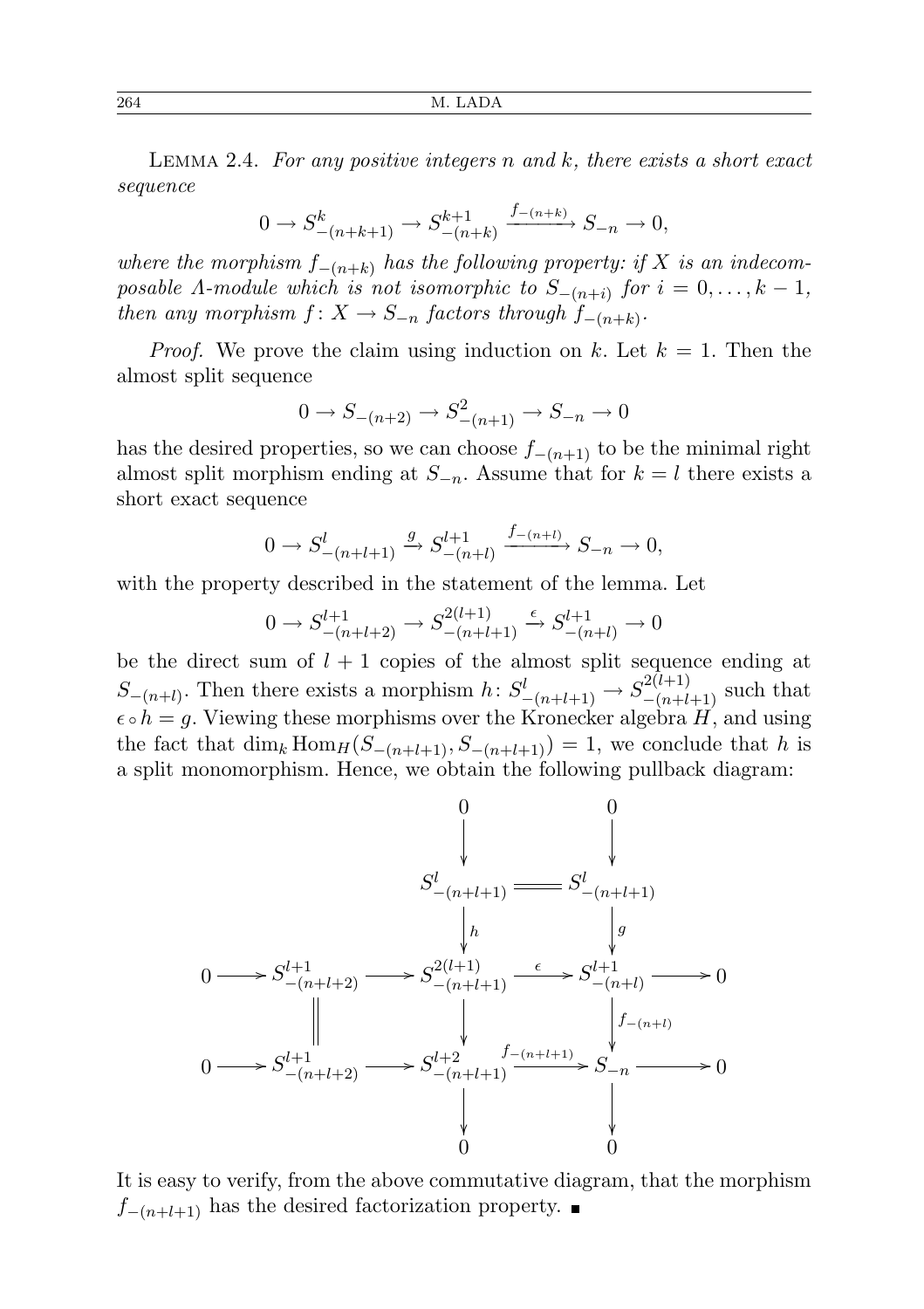LEMMA 2.4. *For any positive integers $n$ and $k$, there exists a short exact sequence*

$$0 \to S^k_{-(n+k+1)} \to S^{k+1}_{-(n+k)} \xrightarrow{f_{-(n+k)}} S_{-n} \to 0,$$

*where the morphism $f_{-(n+k)}$ has the following property: if $X$ is an indecomposable $\Lambda$-module which is not isomorphic to $S_{-(n+i)}$ for $i = 0, \ldots, k-1$, then any morphism $f \colon X \to S_{-n}$ factors through $f_{-(n+k)}$.*

*Proof.* We prove the claim using induction on $k$. Let $k = 1$. Then the almost split sequence

$$0 \to S_{-(n+2)} \to S^2_{-(n+1)} \to S_{-n} \to 0$$

has the desired properties, so we can choose $f_{-(n+1)}$ to be the minimal right almost split morphism ending at $S_{-n}$. Assume that for $k = l$ there exists a short exact sequence

$$0 \to S^l_{-(n+l+1)} \xrightarrow{g} S^{l+1}_{-(n+l)} \xrightarrow{f_{-(n+l)}} S_{-n} \to 0,$$

with the property described in the statement of the lemma. Let

$$0 \to S^{l+1}_{-(n+l+2)} \to S^{2(l+1)}_{-(n+l+1)} \xrightarrow{\epsilon} S^{l+1}_{-(n+l)} \to 0$$

be the direct sum of $l+1$ copies of the almost split sequence ending at $S_{-(n+l)}$. Then there exists a morphism $h \colon S^l_{-(n+l+1)} \to S^{2(l+1)}_{-(n+l+1)}$ such that $\epsilon \circ h = g$. Viewing these morphisms over the Kronecker algebra $H$, and using the fact that $\dim_k \operatorname{Hom}_H(S_{-(n+l+1)}, S_{-(n+l+1)}) = 1$, we conclude that $h$ is a split monomorphism. Hence, we obtain the following pullback diagram:

$$\begin{array}{ccccccccc}
 & & & & 0 & & 0 & & \\
 & & & & \downarrow & & \downarrow & & \\
 & & & & S^l_{-(n+l+1)} & = & S^l_{-(n+l+1)} & & \\
 & & & & \downarrow h & & \downarrow g & & \\
0 & \to & S^{l+1}_{-(n+l+2)} & \to & S^{2(l+1)}_{-(n+l+1)} & \xrightarrow{\epsilon} & S^{l+1}_{-(n+l)} & \to & 0 \\
 & & \| & & \downarrow & & \downarrow f_{-(n+l)} & & \\
0 & \to & S^{l+1}_{-(n+l+2)} & \to & S^{l+2}_{-(n+l+1)} & \xrightarrow{f_{-(n+l+1)}} & S_{-n} & \to & 0 \\
 & & & & \downarrow & & \downarrow & & \\
 & & & & 0 & & 0 & &
\end{array}$$

It is easy to verify, from the above commutative diagram, that the morphism $f_{-(n+l+1)}$ has the desired factorization property. ∎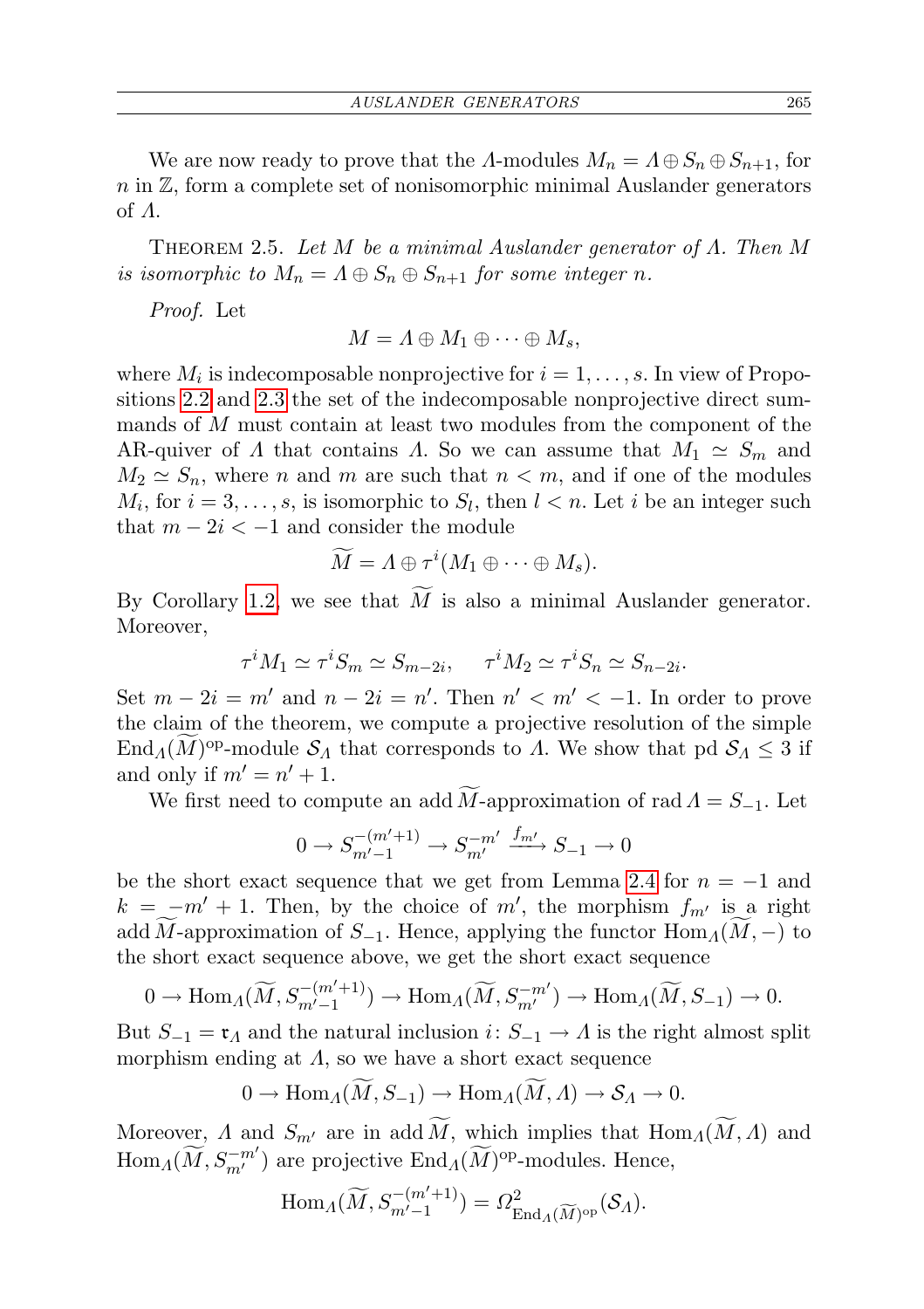We are now ready to prove that the $\Lambda$-modules $M_n = \Lambda \oplus S_n \oplus S_{n+1}$, for $n$ in $\mathbb{Z}$, form a complete set of nonisomorphic minimal Auslander generators of $\Lambda$.

THEOREM 2.5. *Let $M$ be a minimal Auslander generator of $\Lambda$. Then $M$ is isomorphic to $M_n = \Lambda \oplus S_n \oplus S_{n+1}$ for some integer $n$.*

*Proof.* Let

$$M = \Lambda \oplus M_1 \oplus \cdots \oplus M_s,$$

where $M_i$ is indecomposable nonprojective for $i = 1, \ldots, s$. In view of Propositions 2.2 and 2.3 the set of the indecomposable nonprojective direct summands of $M$ must contain at least two modules from the component of the AR-quiver of $\Lambda$ that contains $\Lambda$. So we can assume that $M_1 \simeq S_m$ and $M_2 \simeq S_n$, where $n$ and $m$ are such that $n < m$, and if one of the modules $M_i$, for $i = 3, \ldots, s$, is isomorphic to $S_l$, then $l < n$. Let $i$ be an integer such that $m - 2i < -1$ and consider the module

$$\widetilde{M} = \Lambda \oplus \tau^i(M_1 \oplus \cdots \oplus M_s).$$

By Corollary 1.2, we see that $\widetilde{M}$ is also a minimal Auslander generator. Moreover,

$$\tau^i M_1 \simeq \tau^i S_m \simeq S_{m-2i}, \quad \tau^i M_2 \simeq \tau^i S_n \simeq S_{n-2i}.$$

Set $m - 2i = m'$ and $n - 2i = n'$. Then $n' < m' < -1$. In order to prove the claim of the theorem, we compute a projective resolution of the simple $\mathrm{End}_\Lambda(\widetilde{M})^{\mathrm{op}}$-module $\mathcal{S}_\Lambda$ that corresponds to $\Lambda$. We show that $\mathrm{pd}\, \mathcal{S}_\Lambda \leq 3$ if and only if $m' = n' + 1$.

We first need to compute an $\mathrm{add}\, \widetilde{M}$-approximation of $\mathrm{rad}\, \Lambda = S_{-1}$. Let

$$0 \to S_{m'-1}^{-(m'+1)} \to S_{m'}^{-m'} \xrightarrow{f_{m'}} S_{-1} \to 0$$

be the short exact sequence that we get from Lemma 2.4 for $n = -1$ and $k = -m' + 1$. Then, by the choice of $m'$, the morphism $f_{m'}$ is a right $\mathrm{add}\, \widetilde{M}$-approximation of $S_{-1}$. Hence, applying the functor $\mathrm{Hom}_\Lambda(\widetilde{M}, -)$ to the short exact sequence above, we get the short exact sequence

$$0 \to \mathrm{Hom}_\Lambda(\widetilde{M}, S_{m'-1}^{-(m'+1)}) \to \mathrm{Hom}_\Lambda(\widetilde{M}, S_{m'}^{-m'}) \to \mathrm{Hom}_\Lambda(\widetilde{M}, S_{-1}) \to 0.$$

But $S_{-1} = \mathfrak{r}_\Lambda$ and the natural inclusion $i \colon S_{-1} \to \Lambda$ is the right almost split morphism ending at $\Lambda$, so we have a short exact sequence

$$0 \to \mathrm{Hom}_\Lambda(\widetilde{M}, S_{-1}) \to \mathrm{Hom}_\Lambda(\widetilde{M}, \Lambda) \to \mathcal{S}_\Lambda \to 0.$$

Moreover, $\Lambda$ and $S_{m'}$ are in $\mathrm{add}\, \widetilde{M}$, which implies that $\mathrm{Hom}_\Lambda(\widetilde{M}, \Lambda)$ and $\mathrm{Hom}_\Lambda(\widetilde{M}, S_{m'}^{-m'})$ are projective $\mathrm{End}_\Lambda(\widetilde{M})^{\mathrm{op}}$-modules. Hence,

$$\mathrm{Hom}_\Lambda(\widetilde{M}, S_{m'-1}^{-(m'+1)}) = \Omega^2_{\mathrm{End}_\Lambda(\widetilde{M})^{\mathrm{op}}}(\mathcal{S}_\Lambda).$$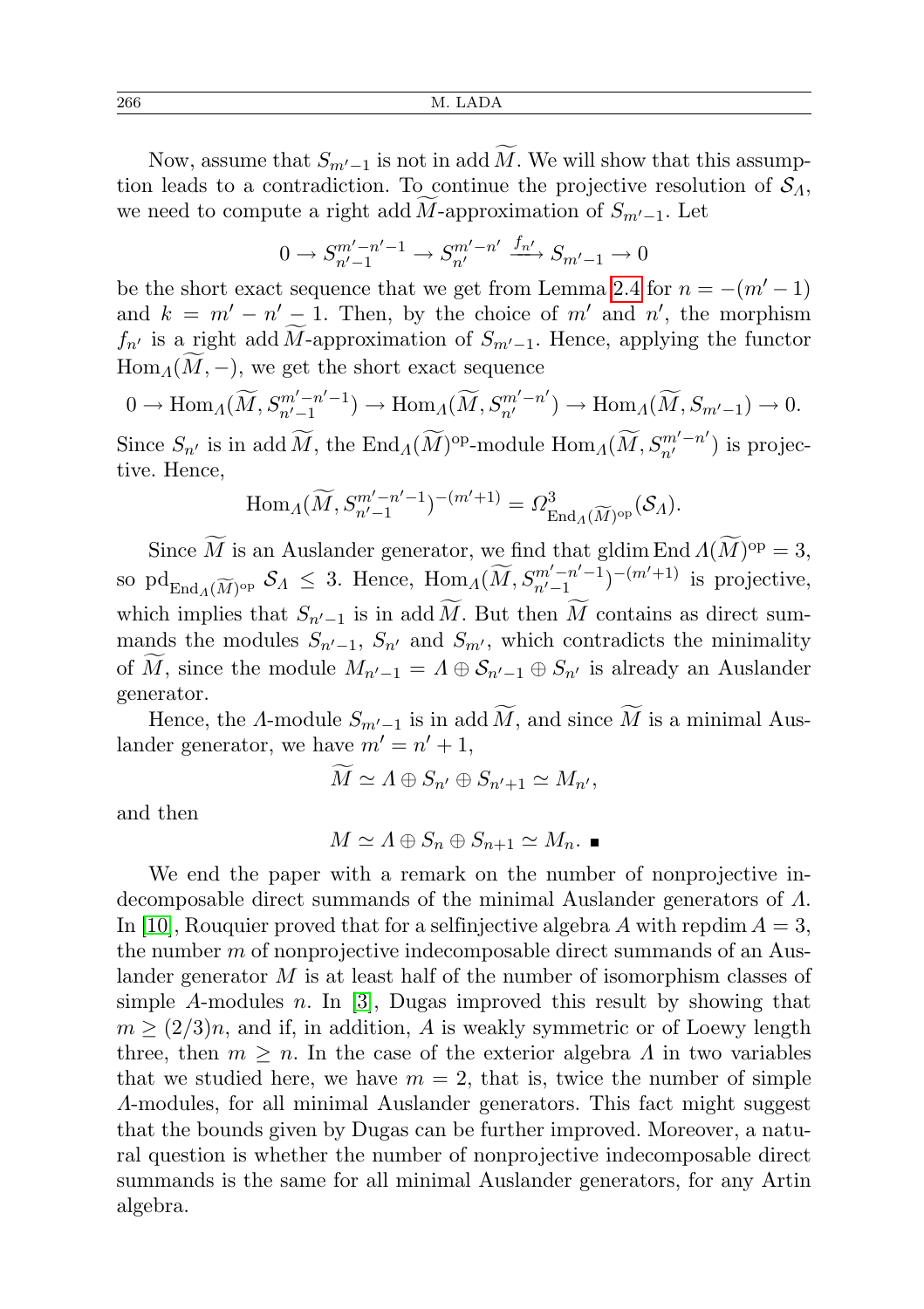Now, assume that $S_{m'-1}$ is not in add $\widetilde{M}$. We will show that this assumption leads to a contradiction. To continue the projective resolution of $\mathcal{S}_\Lambda$, we need to compute a right add $\widetilde{M}$-approximation of $S_{m'-1}$. Let

$$0 \to S_{n'-1}^{m'-n'-1} \to S_{n'}^{m'-n'} \xrightarrow{f_{n'}} S_{m'-1} \to 0$$

be the short exact sequence that we get from Lemma 2.4 for $n = -(m'-1)$ and $k = m' - n' - 1$. Then, by the choice of $m'$ and $n'$, the morphism $f_{n'}$ is a right add $\widetilde{M}$-approximation of $S_{m'-1}$. Hence, applying the functor $\operatorname{Hom}_\Lambda(\widetilde{M}, -)$, we get the short exact sequence

$$0 \to \operatorname{Hom}_\Lambda(\widetilde{M}, S_{n'-1}^{m'-n'-1}) \to \operatorname{Hom}_\Lambda(\widetilde{M}, S_{n'}^{m'-n'}) \to \operatorname{Hom}_\Lambda(\widetilde{M}, S_{m'-1}) \to 0.$$

Since $S_{n'}$ is in add $\widetilde{M}$, the $\operatorname{End}_\Lambda(\widetilde{M})^{\mathrm{op}}$-module $\operatorname{Hom}_\Lambda(\widetilde{M}, S_{n'}^{m'-n'})$ is projective. Hence,

$$\operatorname{Hom}_\Lambda(\widetilde{M}, S_{n'-1}^{m'-n'-1})^{-(m'+1)} = \Omega^3_{\operatorname{End}_\Lambda(\widetilde{M})^{\mathrm{op}}}(\mathcal{S}_\Lambda).$$

Since $\widetilde{M}$ is an Auslander generator, we find that $\operatorname{gldim} \operatorname{End} \Lambda(\widetilde{M})^{\mathrm{op}} = 3$, so $\operatorname{pd}_{\operatorname{End}_\Lambda(\widetilde{M})^{\mathrm{op}}} \mathcal{S}_\Lambda \leq 3$. Hence, $\operatorname{Hom}_\Lambda(\widetilde{M}, S_{n'-1}^{m'-n'-1})^{-(m'+1)}$ is projective, which implies that $S_{n'-1}$ is in add $\widetilde{M}$. But then $\widetilde{M}$ contains as direct summands the modules $S_{n'-1}$, $S_{n'}$ and $S_{m'}$, which contradicts the minimality of $\widetilde{M}$, since the module $M_{n'-1} = \Lambda \oplus \mathcal{S}_{n'-1} \oplus S_{n'}$ is already an Auslander generator.

Hence, the $\Lambda$-module $S_{m'-1}$ is in add $\widetilde{M}$, and since $\widetilde{M}$ is a minimal Auslander generator, we have $m' = n' + 1$,

$$\widetilde{M} \simeq \Lambda \oplus S_{n'} \oplus S_{n'+1} \simeq M_{n'},$$

and then

$$M \simeq \Lambda \oplus S_n \oplus S_{n+1} \simeq M_n. \ \blacksquare$$

We end the paper with a remark on the number of nonprojective indecomposable direct summands of the minimal Auslander generators of $\Lambda$. In [10], Rouquier proved that for a selfinjective algebra $A$ with repdim $A = 3$, the number $m$ of nonprojective indecomposable direct summands of an Auslander generator $M$ is at least half of the number of isomorphism classes of simple $A$-modules $n$. In [3], Dugas improved this result by showing that $m \geq (2/3)n$, and if, in addition, $A$ is weakly symmetric or of Loewy length three, then $m \geq n$. In the case of the exterior algebra $\Lambda$ in two variables that we studied here, we have $m = 2$, that is, twice the number of simple $\Lambda$-modules, for all minimal Auslander generators. This fact might suggest that the bounds given by Dugas can be further improved. Moreover, a natural question is whether the number of nonprojective indecomposable direct summands is the same for all minimal Auslander generators, for any Artin algebra.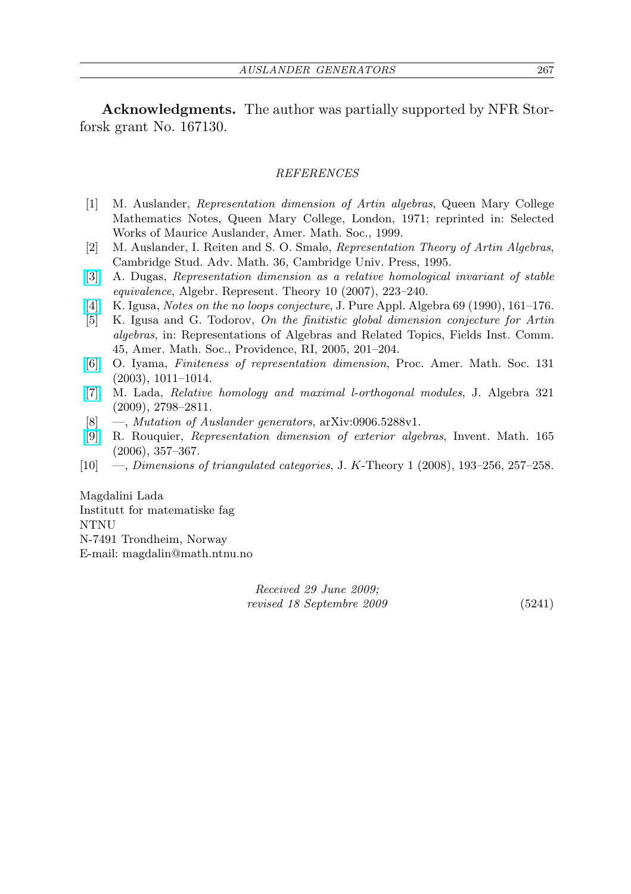**Acknowledgments.** The author was partially supported by NFR Storforsk grant No. 167130.

## REFERENCES

[1] M. Auslander, *Representation dimension of Artin algebras*, Queen Mary College Mathematics Notes, Queen Mary College, London, 1971; reprinted in: Selected Works of Maurice Auslander, Amer. Math. Soc., 1999.

[2] M. Auslander, I. Reiten and S. O. Smalø, *Representation Theory of Artin Algebras*, Cambridge Stud. Adv. Math. 36, Cambridge Univ. Press, 1995.

[3] A. Dugas, *Representation dimension as a relative homological invariant of stable equivalence*, Algebr. Represent. Theory 10 (2007), 223–240.

[4] K. Igusa, *Notes on the no loops conjecture*, J. Pure Appl. Algebra 69 (1990), 161–176.

[5] K. Igusa and G. Todorov, *On the finitistic global dimension conjecture for Artin algebras*, in: Representations of Algebras and Related Topics, Fields Inst. Comm. 45, Amer. Math. Soc., Providence, RI, 2005, 201–204.

[6] O. Iyama, *Finiteness of representation dimension*, Proc. Amer. Math. Soc. 131 (2003), 1011–1014.

[7] M. Lada, *Relative homology and maximal l-orthogonal modules*, J. Algebra 321 (2009), 2798–2811.

[8] —, *Mutation of Auslander generators*, arXiv:0906.5288v1.

[9] R. Rouquier, *Representation dimension of exterior algebras*, Invent. Math. 165 (2006), 357–367.

[10] —, *Dimensions of triangulated categories*, J. $K$-Theory 1 (2008), 193–256, 257–258.

Magdalini Lada
Institutt for matematiske fag
NTNU
N-7491 Trondheim, Norway
E-mail: magdalin@math.ntnu.no

*Received 29 June 2009;*
*revised 18 Septembre 2009* (5241)